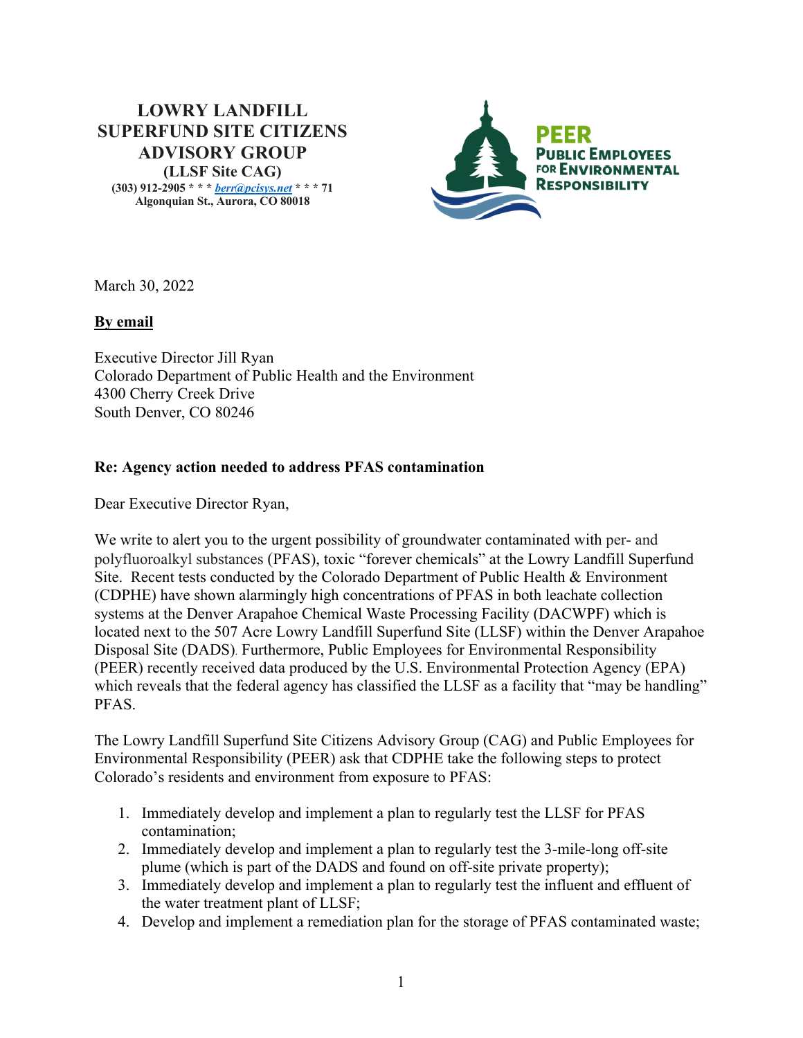**LOWRY LANDFILL SUPERFUND SITE CITIZENS ADVISORY GROUP**
**(LLSF Site CAG)**
**(303) 912-2905 * * * berr@pcisys.net * * * 71 Algonquian St., Aurora, CO 80018**

**PEER**
**PUBLIC EMPLOYEES FOR ENVIRONMENTAL RESPONSIBILITY**

March 30, 2022

**By email**

Executive Director Jill Ryan
Colorado Department of Public Health and the Environment
4300 Cherry Creek Drive
South Denver, CO 80246

**Re: Agency action needed to address PFAS contamination**

Dear Executive Director Ryan,

We write to alert you to the urgent possibility of groundwater contaminated with per- and polyfluoroalkyl substances (PFAS), toxic "forever chemicals" at the Lowry Landfill Superfund Site. Recent tests conducted by the Colorado Department of Public Health & Environment (CDPHE) have shown alarmingly high concentrations of PFAS in both leachate collection systems at the Denver Arapahoe Chemical Waste Processing Facility (DACWPF) which is located next to the 507 Acre Lowry Landfill Superfund Site (LLSF) within the Denver Arapahoe Disposal Site (DADS). Furthermore, Public Employees for Environmental Responsibility (PEER) recently received data produced by the U.S. Environmental Protection Agency (EPA) which reveals that the federal agency has classified the LLSF as a facility that "may be handling" PFAS.

The Lowry Landfill Superfund Site Citizens Advisory Group (CAG) and Public Employees for Environmental Responsibility (PEER) ask that CDPHE take the following steps to protect Colorado's residents and environment from exposure to PFAS:

1. Immediately develop and implement a plan to regularly test the LLSF for PFAS contamination;
2. Immediately develop and implement a plan to regularly test the 3-mile-long off-site plume (which is part of the DADS and found on off-site private property);
3. Immediately develop and implement a plan to regularly test the influent and effluent of the water treatment plant of LLSF;
4. Develop and implement a remediation plan for the storage of PFAS contaminated waste;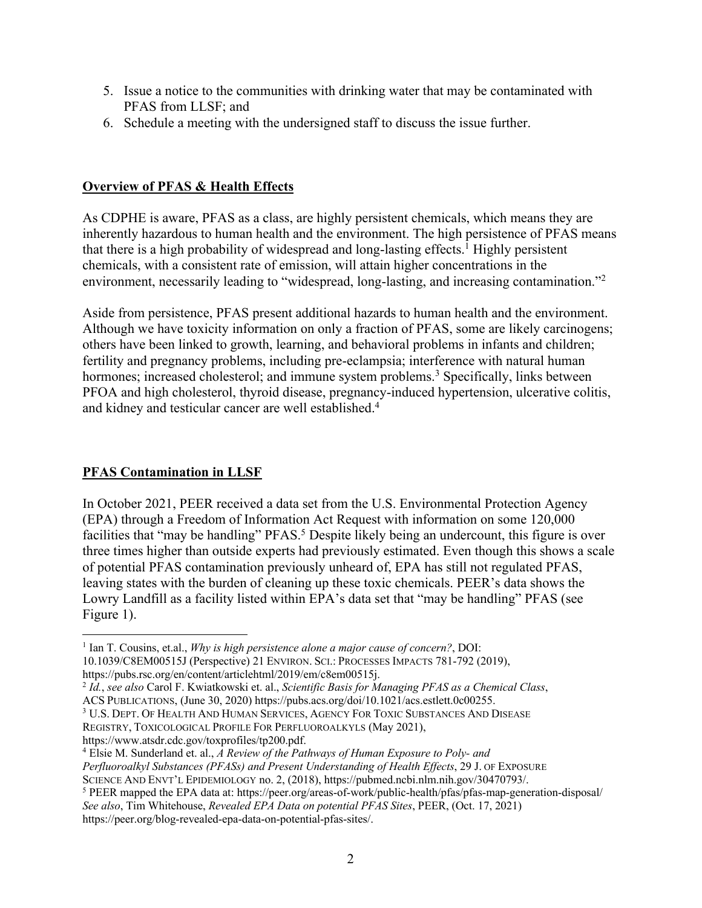5. Issue a notice to the communities with drinking water that may be contaminated with PFAS from LLSF; and
6. Schedule a meeting with the undersigned staff to discuss the issue further.

## **Overview of PFAS & Health Effects**

As CDPHE is aware, PFAS as a class, are highly persistent chemicals, which means they are inherently hazardous to human health and the environment. The high persistence of PFAS means that there is a high probability of widespread and long-lasting effects.[1] Highly persistent chemicals, with a consistent rate of emission, will attain higher concentrations in the environment, necessarily leading to "widespread, long-lasting, and increasing contamination."[2]

Aside from persistence, PFAS present additional hazards to human health and the environment. Although we have toxicity information on only a fraction of PFAS, some are likely carcinogens; others have been linked to growth, learning, and behavioral problems in infants and children; fertility and pregnancy problems, including pre-eclampsia; interference with natural human hormones; increased cholesterol; and immune system problems.[3] Specifically, links between PFOA and high cholesterol, thyroid disease, pregnancy-induced hypertension, ulcerative colitis, and kidney and testicular cancer are well established.[4]

## **PFAS Contamination in LLSF**

In October 2021, PEER received a data set from the U.S. Environmental Protection Agency (EPA) through a Freedom of Information Act Request with information on some 120,000 facilities that "may be handling" PFAS.[5] Despite likely being an undercount, this figure is over three times higher than outside experts had previously estimated. Even though this shows a scale of potential PFAS contamination previously unheard of, EPA has still not regulated PFAS, leaving states with the burden of cleaning up these toxic chemicals. PEER's data shows the Lowry Landfill as a facility listed within EPA's data set that "may be handling" PFAS (see Figure 1).

---

[1] Ian T. Cousins, et.al., *Why is high persistence alone a major cause of concern?*, DOI: 10.1039/C8EM00515J (Perspective) 21 ENVIRON. SCI.: PROCESSES IMPACTS 781-792 (2019), https://pubs.rsc.org/en/content/articlehtml/2019/em/c8em00515j.

[2] *Id.*, *see also* Carol F. Kwiatkowski et. al., *Scientific Basis for Managing PFAS as a Chemical Class*, ACS PUBLICATIONS, (June 30, 2020) https://pubs.acs.org/doi/10.1021/acs.estlett.0c00255.

[3] U.S. DEPT. OF HEALTH AND HUMAN SERVICES, AGENCY FOR TOXIC SUBSTANCES AND DISEASE REGISTRY, TOXICOLOGICAL PROFILE FOR PERFLUOROALKYLS (May 2021), https://www.atsdr.cdc.gov/toxprofiles/tp200.pdf.

[4] Elsie M. Sunderland et. al., *A Review of the Pathways of Human Exposure to Poly- and Perfluoroalkyl Substances (PFASs) and Present Understanding of Health Effects*, 29 J. OF EXPOSURE SCIENCE AND ENVT'L EPIDEMIOLOGY no. 2, (2018), https://pubmed.ncbi.nlm.nih.gov/30470793/.

[5] PEER mapped the EPA data at: https://peer.org/areas-of-work/public-health/pfas/pfas-map-generation-disposal/ *See also*, Tim Whitehouse, *Revealed EPA Data on potential PFAS Sites*, PEER, (Oct. 17, 2021) https://peer.org/blog-revealed-epa-data-on-potential-pfas-sites/.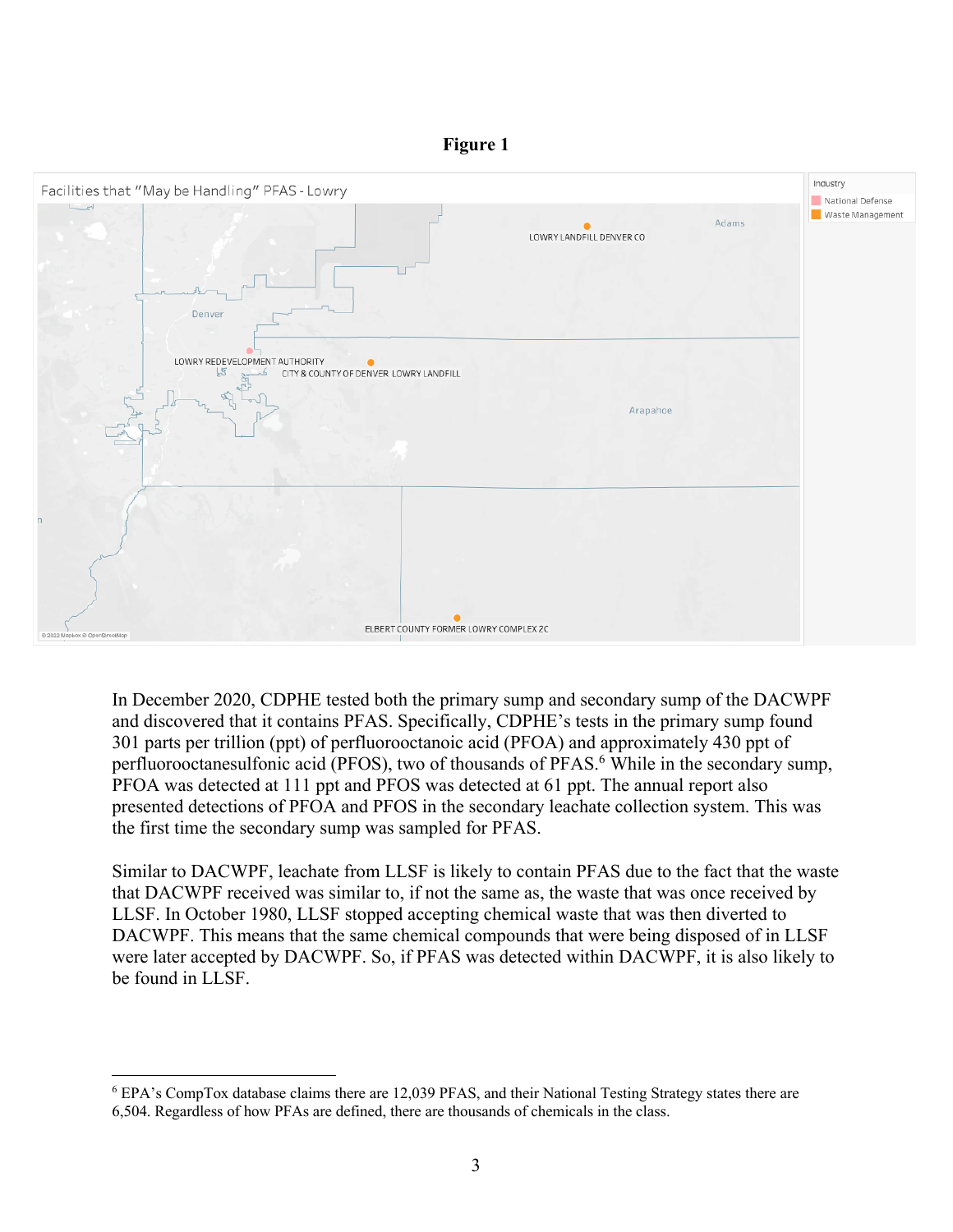**Figure 1**

In December 2020, CDPHE tested both the primary sump and secondary sump of the DACWPF and discovered that it contains PFAS. Specifically, CDPHE's tests in the primary sump found 301 parts per trillion (ppt) of perfluorooctanoic acid (PFOA) and approximately 430 ppt of perfluorooctanesulfonic acid (PFOS), two of thousands of PFAS.[6] While in the secondary sump, PFOA was detected at 111 ppt and PFOS was detected at 61 ppt. The annual report also presented detections of PFOA and PFOS in the secondary leachate collection system. This was the first time the secondary sump was sampled for PFAS.

Similar to DACWPF, leachate from LLSF is likely to contain PFAS due to the fact that the waste that DACWPF received was similar to, if not the same as, the waste that was once received by LLSF. In October 1980, LLSF stopped accepting chemical waste that was then diverted to DACWPF. This means that the same chemical compounds that were being disposed of in LLSF were later accepted by DACWPF. So, if PFAS was detected within DACWPF, it is also likely to be found in LLSF.

---

[6] EPA's CompTox database claims there are 12,039 PFAS, and their National Testing Strategy states there are 6,504. Regardless of how PFAs are defined, there are thousands of chemicals in the class.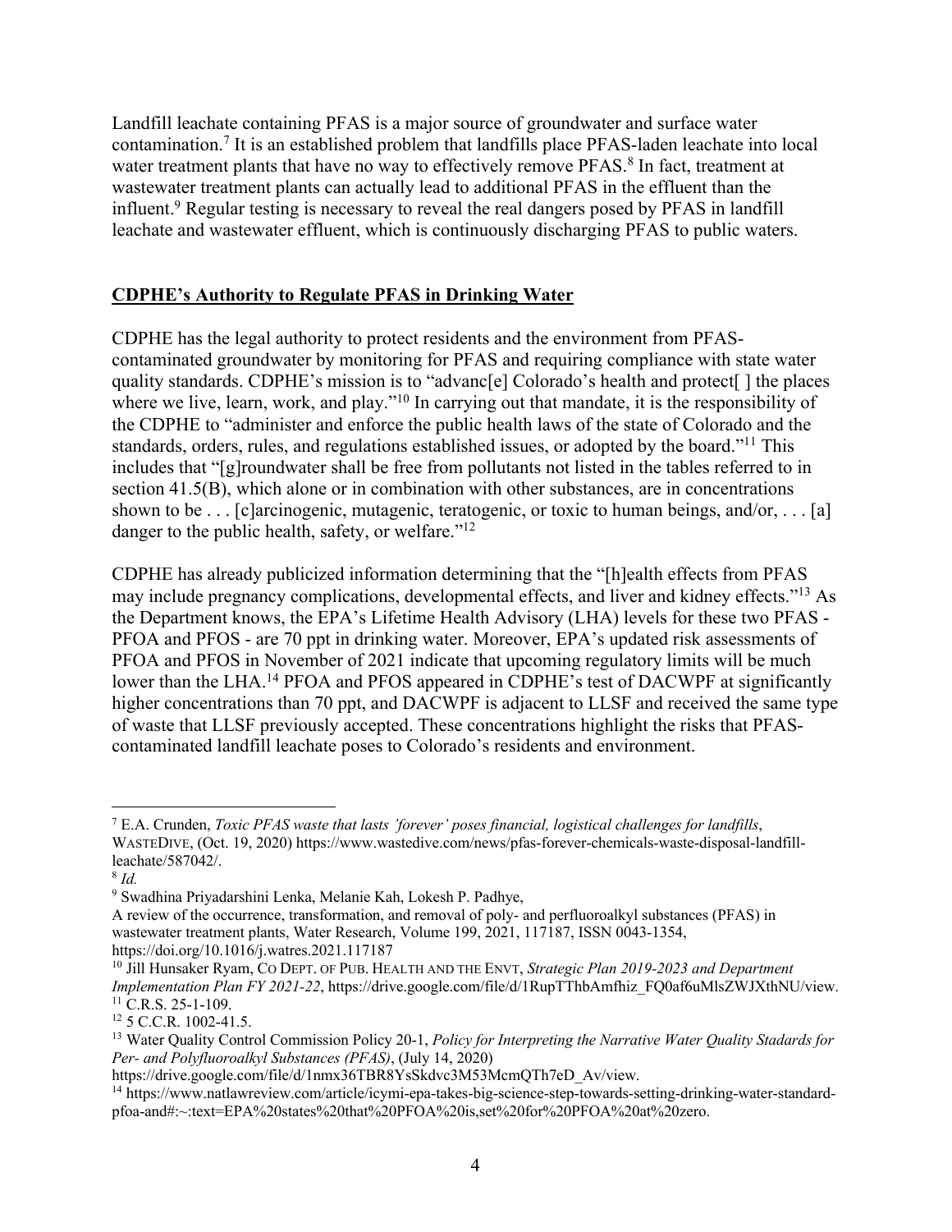Landfill leachate containing PFAS is a major source of groundwater and surface water contamination.[7] It is an established problem that landfills place PFAS-laden leachate into local water treatment plants that have no way to effectively remove PFAS.[8] In fact, treatment at wastewater treatment plants can actually lead to additional PFAS in the effluent than the influent.[9] Regular testing is necessary to reveal the real dangers posed by PFAS in landfill leachate and wastewater effluent, which is continuously discharging PFAS to public waters.

## CDPHE's Authority to Regulate PFAS in Drinking Water

CDPHE has the legal authority to protect residents and the environment from PFAS-contaminated groundwater by monitoring for PFAS and requiring compliance with state water quality standards. CDPHE's mission is to "advanc[e] Colorado's health and protect[ ] the places where we live, learn, work, and play."[10] In carrying out that mandate, it is the responsibility of the CDPHE to "administer and enforce the public health laws of the state of Colorado and the standards, orders, rules, and regulations established issues, or adopted by the board."[11] This includes that "[g]roundwater shall be free from pollutants not listed in the tables referred to in section 41.5(B), which alone or in combination with other substances, are in concentrations shown to be . . . [c]arcinogenic, mutagenic, teratogenic, or toxic to human beings, and/or, . . . [a] danger to the public health, safety, or welfare."[12]

CDPHE has already publicized information determining that the "[h]ealth effects from PFAS may include pregnancy complications, developmental effects, and liver and kidney effects."[13] As the Department knows, the EPA's Lifetime Health Advisory (LHA) levels for these two PFAS - PFOA and PFOS - are 70 ppt in drinking water. Moreover, EPA's updated risk assessments of PFOA and PFOS in November of 2021 indicate that upcoming regulatory limits will be much lower than the LHA.[14] PFOA and PFOS appeared in CDPHE's test of DACWPF at significantly higher concentrations than 70 ppt, and DACWPF is adjacent to LLSF and received the same type of waste that LLSF previously accepted. These concentrations highlight the risks that PFAS-contaminated landfill leachate poses to Colorado's residents and environment.

---

[7] E.A. Crunden, *Toxic PFAS waste that lasts 'forever' poses financial, logistical challenges for landfills*, WASTEDIVE, (Oct. 19, 2020) https://www.wastedive.com/news/pfas-forever-chemicals-waste-disposal-landfill-leachate/587042/.

[8] *Id.*

[9] Swadhina Priyadarshini Lenka, Melanie Kah, Lokesh P. Padhye, A review of the occurrence, transformation, and removal of poly- and perfluoroalkyl substances (PFAS) in wastewater treatment plants, Water Research, Volume 199, 2021, 117187, ISSN 0043-1354, https://doi.org/10.1016/j.watres.2021.117187

[10] Jill Hunsaker Ryam, CO DEPT. OF PUB. HEALTH AND THE ENVT, *Strategic Plan 2019-2023 and Department Implementation Plan FY 2021-22*, https://drive.google.com/file/d/1RupTThbAmfhiz_FQ0af6uMlsZWJXthNU/view.

[11] C.R.S. 25-1-109.

[12] 5 C.C.R. 1002-41.5.

[13] Water Quality Control Commission Policy 20-1, *Policy for Interpreting the Narrative Water Quality Stadards for Per- and Polyfluoroalkyl Substances (PFAS)*, (July 14, 2020) https://drive.google.com/file/d/1nmx36TBR8YsSkdvc3M53McmQTh7eD_Av/view.

[14] https://www.natlawreview.com/article/icymi-epa-takes-big-science-step-towards-setting-drinking-water-standard-pfoa-and#:~:text=EPA%20states%20that%20PFOA%20is,set%20for%20PFOA%20at%20zero.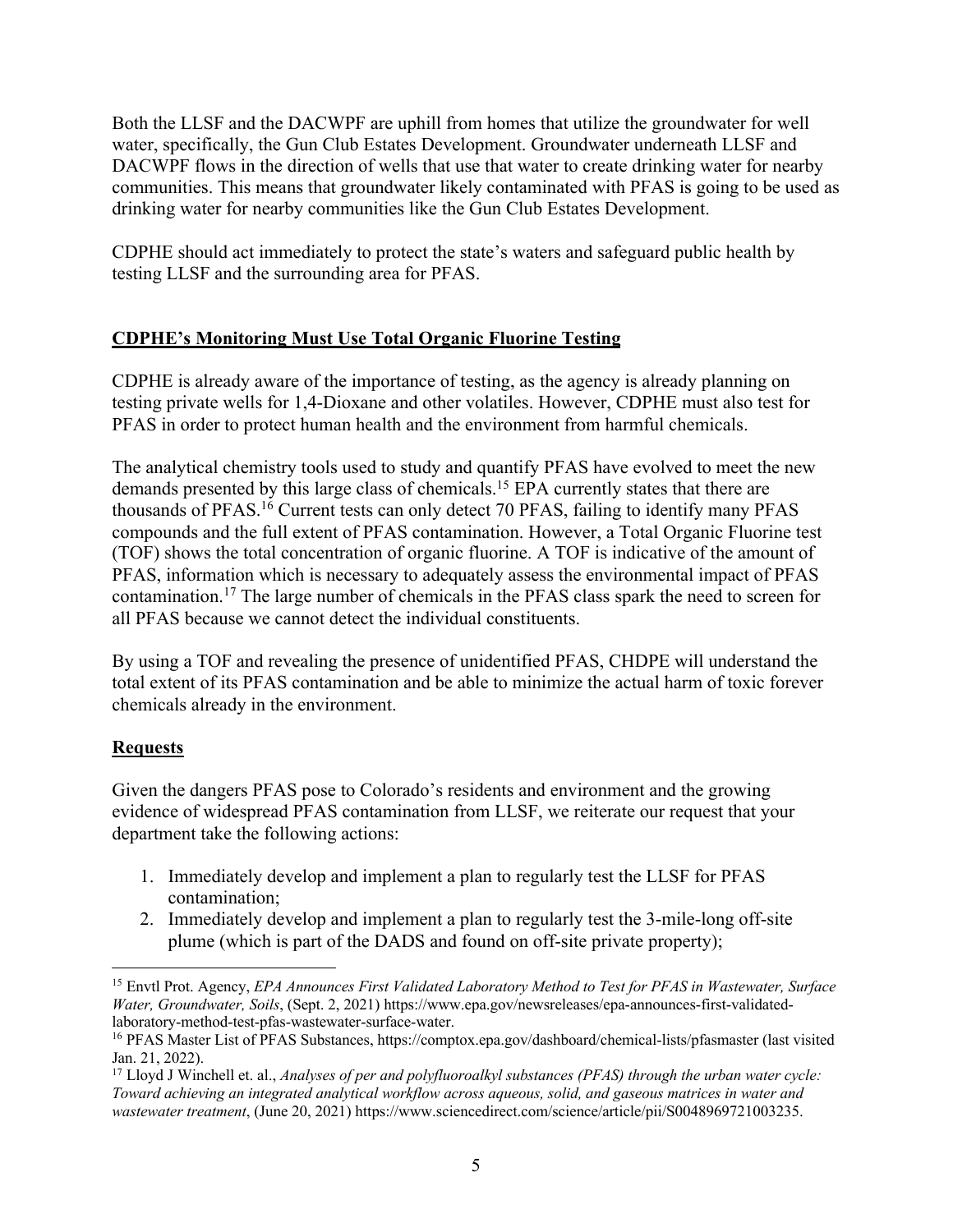Both the LLSF and the DACWPF are uphill from homes that utilize the groundwater for well water, specifically, the Gun Club Estates Development. Groundwater underneath LLSF and DACWPF flows in the direction of wells that use that water to create drinking water for nearby communities. This means that groundwater likely contaminated with PFAS is going to be used as drinking water for nearby communities like the Gun Club Estates Development.

CDPHE should act immediately to protect the state's waters and safeguard public health by testing LLSF and the surrounding area for PFAS.

## **CDPHE's Monitoring Must Use Total Organic Fluorine Testing**

CDPHE is already aware of the importance of testing, as the agency is already planning on testing private wells for 1,4-Dioxane and other volatiles. However, CDPHE must also test for PFAS in order to protect human health and the environment from harmful chemicals.

The analytical chemistry tools used to study and quantify PFAS have evolved to meet the new demands presented by this large class of chemicals.[15] EPA currently states that there are thousands of PFAS.[16] Current tests can only detect 70 PFAS, failing to identify many PFAS compounds and the full extent of PFAS contamination. However, a Total Organic Fluorine test (TOF) shows the total concentration of organic fluorine. A TOF is indicative of the amount of PFAS, information which is necessary to adequately assess the environmental impact of PFAS contamination.[17] The large number of chemicals in the PFAS class spark the need to screen for all PFAS because we cannot detect the individual constituents.

By using a TOF and revealing the presence of unidentified PFAS, CHDPE will understand the total extent of its PFAS contamination and be able to minimize the actual harm of toxic forever chemicals already in the environment.

## **Requests**

Given the dangers PFAS pose to Colorado's residents and environment and the growing evidence of widespread PFAS contamination from LLSF, we reiterate our request that your department take the following actions:

1. Immediately develop and implement a plan to regularly test the LLSF for PFAS contamination;
2. Immediately develop and implement a plan to regularly test the 3-mile-long off-site plume (which is part of the DADS and found on off-site private property);

---

[15] Envtl Prot. Agency, *EPA Announces First Validated Laboratory Method to Test for PFAS in Wastewater, Surface Water, Groundwater, Soils*, (Sept. 2, 2021) https://www.epa.gov/newsreleases/epa-announces-first-validated-laboratory-method-test-pfas-wastewater-surface-water.

[16] PFAS Master List of PFAS Substances, https://comptox.epa.gov/dashboard/chemical-lists/pfasmaster (last visited Jan. 21, 2022).

[17] Lloyd J Winchell et. al., *Analyses of per and polyfluoroalkyl substances (PFAS) through the urban water cycle: Toward achieving an integrated analytical workflow across aqueous, solid, and gaseous matrices in water and wastewater treatment*, (June 20, 2021) https://www.sciencedirect.com/science/article/pii/S0048969721003235.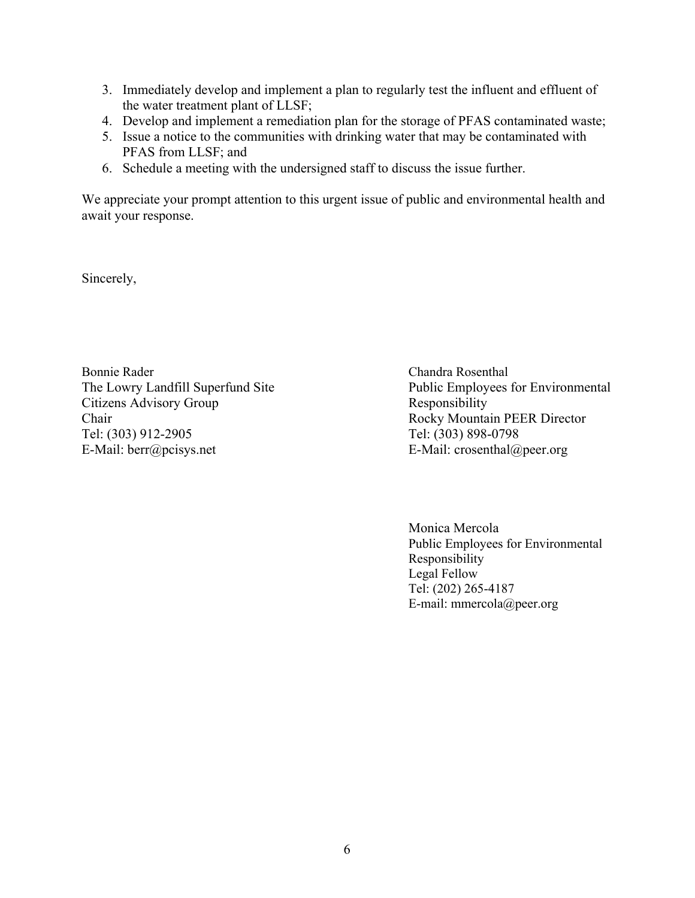3. Immediately develop and implement a plan to regularly test the influent and effluent of the water treatment plant of LLSF;
4. Develop and implement a remediation plan for the storage of PFAS contaminated waste;
5. Issue a notice to the communities with drinking water that may be contaminated with PFAS from LLSF; and
6. Schedule a meeting with the undersigned staff to discuss the issue further.

We appreciate your prompt attention to this urgent issue of public and environmental health and await your response.

Sincerely,

Bonnie Rader
The Lowry Landfill Superfund Site
Citizens Advisory Group
Chair
Tel: (303) 912-2905
E-Mail: berr@pcisys.net

Chandra Rosenthal
Public Employees for Environmental Responsibility
Rocky Mountain PEER Director
Tel: (303) 898-0798
E-Mail: crosenthal@peer.org

Monica Mercola
Public Employees for Environmental Responsibility
Legal Fellow
Tel: (202) 265-4187
E-mail: mmercola@peer.org